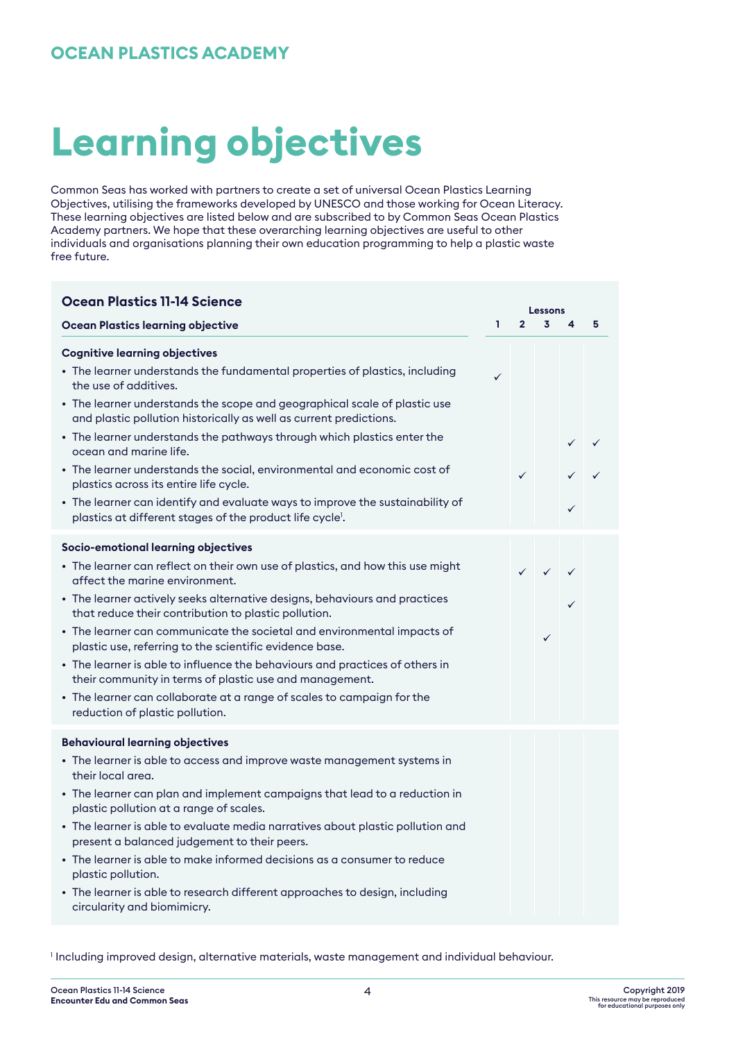## OCEAN PLASTICS ACADEMY

# Learning objectives

Common Seas has worked with partners to create a set of universal Ocean Plastics Learning Objectives, utilising the frameworks developed by UNESCO and those working for Ocean Literacy. These learning objectives are listed below and are subscribed to by Common Seas Ocean Plastics Academy partners. We hope that these overarching learning objectives are useful to other individuals and organisations planning their own education programming to help a plastic waste free future.

### Ocean Plastics 11-14 Science

| Ocean Plastics learning objective | Lessons 1 | 2 | 3 | 4 | 5 |
|---|---|---|---|---|---|
| **Cognitive learning objectives** | | | | | |
| • The learner understands the fundamental properties of plastics, including the use of additives. | ✓ | | | | |
| • The learner understands the scope and geographical scale of plastic use and plastic pollution historically as well as current predictions. | | | | | |
| • The learner understands the pathways through which plastics enter the ocean and marine life. | | | | ✓ | ✓ |
| • The learner understands the social, environmental and economic cost of plastics across its entire life cycle. | | ✓ | | ✓ | ✓ |
| • The learner can identify and evaluate ways to improve the sustainability of plastics at different stages of the product life cycle[1]. | | | | ✓ | |
| **Socio-emotional learning objectives** | | | | | |
| • The learner can reflect on their own use of plastics, and how this use might affect the marine environment. | | ✓ | ✓ | ✓ | |
| • The learner actively seeks alternative designs, behaviours and practices that reduce their contribution to plastic pollution. | | | | ✓ | |
| • The learner can communicate the societal and environmental impacts of plastic use, referring to the scientific evidence base. | | | ✓ | | |
| • The learner is able to influence the behaviours and practices of others in their community in terms of plastic use and management. | | | | | |
| • The learner can collaborate at a range of scales to campaign for the reduction of plastic pollution. | | | | | |
| **Behavioural learning objectives** | | | | | |
| • The learner is able to access and improve waste management systems in their local area. | | | | | |
| • The learner can plan and implement campaigns that lead to a reduction in plastic pollution at a range of scales. | | | | | |
| • The learner is able to evaluate media narratives about plastic pollution and present a balanced judgement to their peers. | | | | | |
| • The learner is able to make informed decisions as a consumer to reduce plastic pollution. | | | | | |
| • The learner is able to research different approaches to design, including circularity and biomimicry. | | | | | |

[1] Including improved design, alternative materials, waste management and individual behaviour.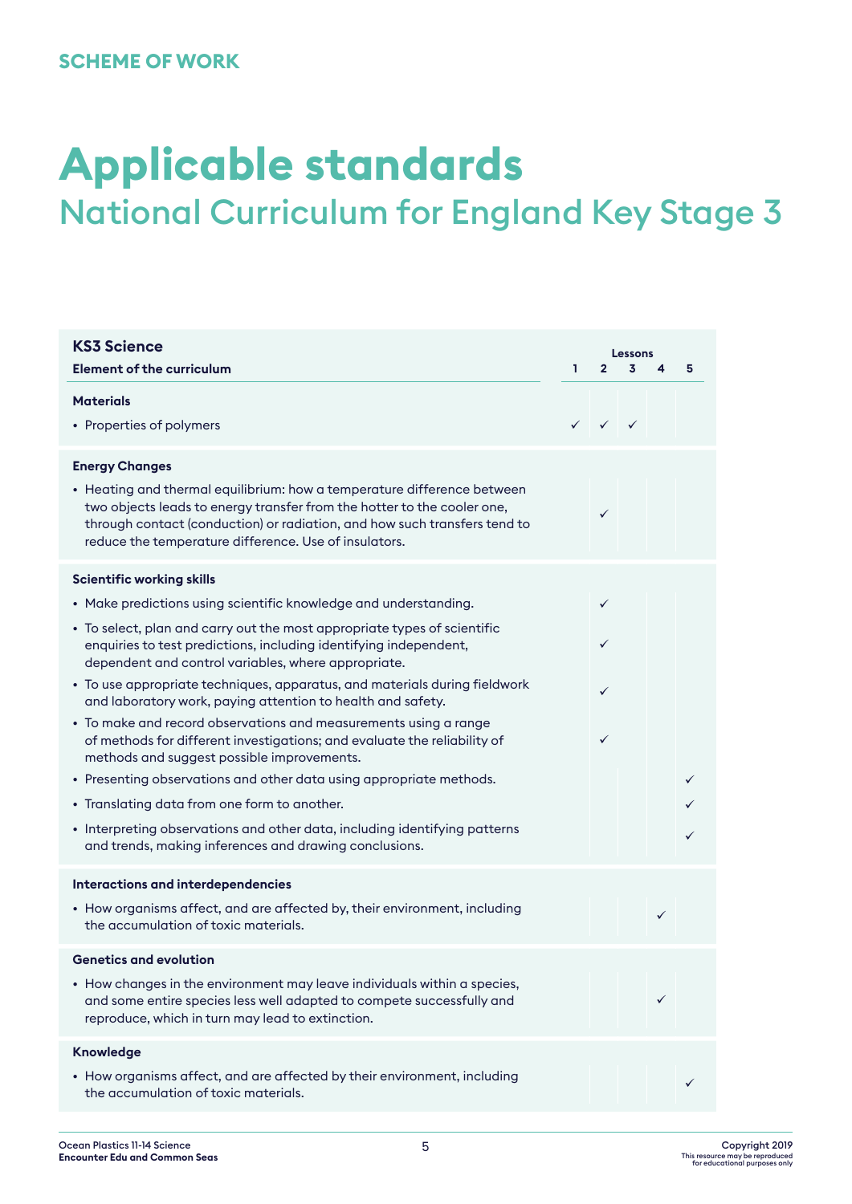SCHEME OF WORK

# Applicable standards

## National Curriculum for England Key Stage 3

| KS3 Science<br>Element of the curriculum | Lessons 1 | 2 | 3 | 4 | 5 |
|---|---|---|---|---|---|
| **Materials** | | | | | |
| • Properties of polymers | ✓ | ✓ | ✓ | | |
| **Energy Changes** | | | | | |
| • Heating and thermal equilibrium: how a temperature difference between two objects leads to energy transfer from the hotter to the cooler one, through contact (conduction) or radiation, and how such transfers tend to reduce the temperature difference. Use of insulators. | | ✓ | | | |
| **Scientific working skills** | | | | | |
| • Make predictions using scientific knowledge and understanding. | | ✓ | | | |
| • To select, plan and carry out the most appropriate types of scientific enquiries to test predictions, including identifying independent, dependent and control variables, where appropriate. | | ✓ | | | |
| • To use appropriate techniques, apparatus, and materials during fieldwork and laboratory work, paying attention to health and safety. | | ✓ | | | |
| • To make and record observations and measurements using a range of methods for different investigations; and evaluate the reliability of methods and suggest possible improvements. | | ✓ | | | |
| • Presenting observations and other data using appropriate methods. | | | | | ✓ |
| • Translating data from one form to another. | | | | | ✓ |
| • Interpreting observations and other data, including identifying patterns and trends, making inferences and drawing conclusions. | | | | | ✓ |
| **Interactions and interdependencies** | | | | | |
| • How organisms affect, and are affected by, their environment, including the accumulation of toxic materials. | | | | ✓ | |
| **Genetics and evolution** | | | | | |
| • How changes in the environment may leave individuals within a species, and some entire species less well adapted to compete successfully and reproduce, which in turn may lead to extinction. | | | | ✓ | |
| **Knowledge** | | | | | |
| • How organisms affect, and are affected by their environment, including the accumulation of toxic materials. | | | | | ✓ |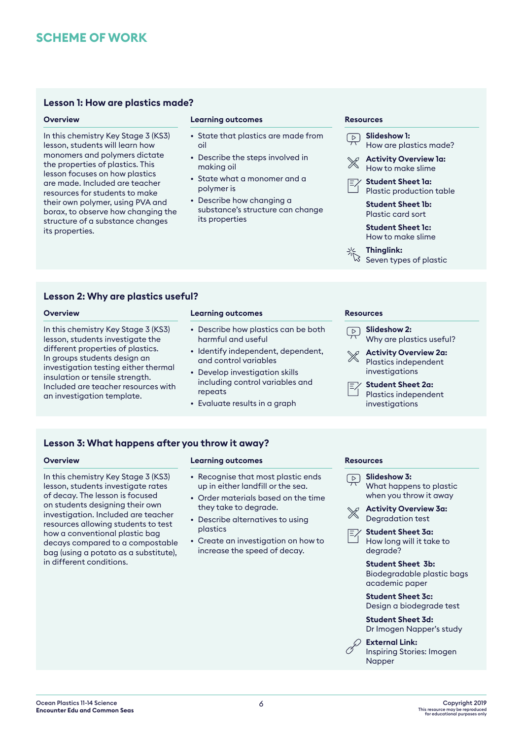# SCHEME OF WORK

## Lesson 1: How are plastics made?

### Overview

In this chemistry Key Stage 3 (KS3) lesson, students will learn how monomers and polymers dictate the properties of plastics. This lesson focuses on how plastics are made. Included are teacher resources for students to make their own polymer, using PVA and borax, to observe how changing the structure of a substance changes its properties.

### Learning outcomes

- State that plastics are made from oil
- Describe the steps involved in making oil
- State what a monomer and a polymer is
- Describe how changing a substance's structure can change its properties

### Resources

**Slideshow 1:**
How are plastics made?

**Activity Overview 1a:**
How to make slime

**Student Sheet 1a:**
Plastic production table

**Student Sheet 1b:**
Plastic card sort

**Student Sheet 1c:**
How to make slime

**Thinglink:**
Seven types of plastic

## Lesson 2: Why are plastics useful?

### Overview

In this chemistry Key Stage 3 (KS3) lesson, students investigate the different properties of plastics. In groups students design an investigation testing either thermal insulation or tensile strength. Included are teacher resources with an investigation template.

### Learning outcomes

- Describe how plastics can be both harmful and useful
- Identify independent, dependent, and control variables
- Develop investigation skills including control variables and repeats
- Evaluate results in a graph

### Resources

**Slideshow 2:**
Why are plastics useful?

**Activity Overview 2a:**
Plastics independent investigations

**Student Sheet 2a:**
Plastics independent investigations

## Lesson 3: What happens after you throw it away?

### Overview

In this chemistry Key Stage 3 (KS3) lesson, students investigate rates of decay. The lesson is focused on students designing their own investigation. Included are teacher resources allowing students to test how a conventional plastic bag decays compared to a compostable bag (using a potato as a substitute), in different conditions.

### Learning outcomes

- Recognise that most plastic ends up in either landfill or the sea.
- Order materials based on the time they take to degrade.
- Describe alternatives to using plastics
- Create an investigation on how to increase the speed of decay.

### Resources

**Slideshow 3:**
What happens to plastic when you throw it away

**Activity Overview 3a:**
Degradation test

**Student Sheet 3a:**
How long will it take to degrade?

**Student Sheet 3b:**
Biodegradable plastic bags academic paper

**Student Sheet 3c:**
Design a biodegrade test

**Student Sheet 3d:**
Dr Imogen Napper's study

**External Link:**
Inspiring Stories: Imogen Napper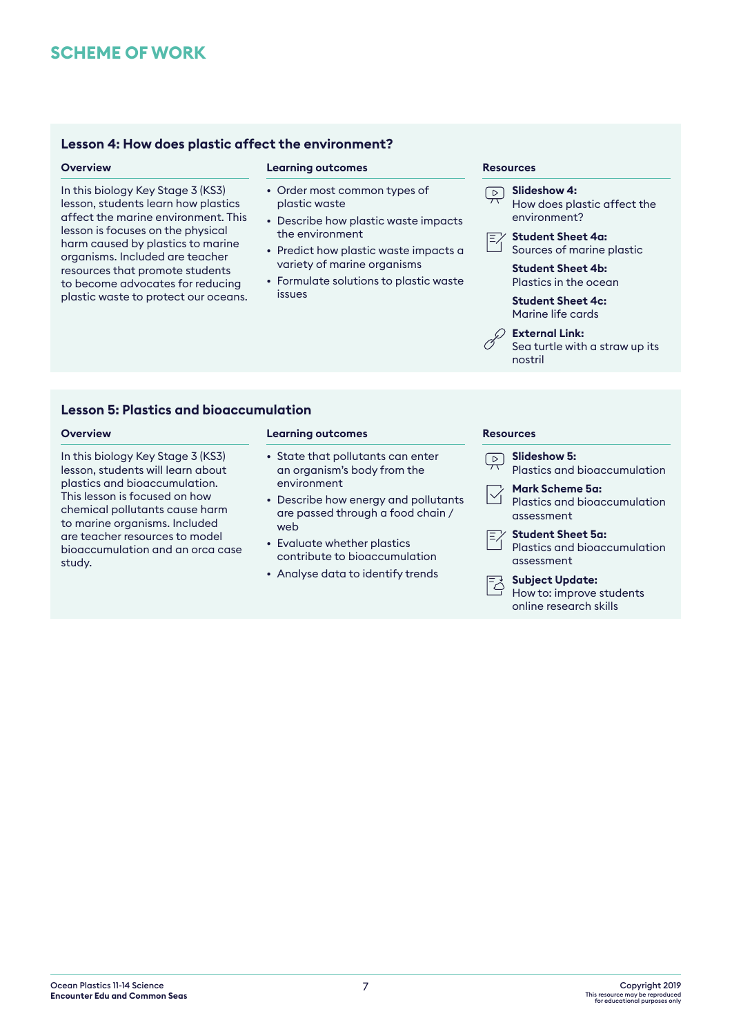# SCHEME OF WORK

## Lesson 4: How does plastic affect the environment?

### Overview

In this biology Key Stage 3 (KS3) lesson, students learn how plastics affect the marine environment. This lesson is focuses on the physical harm caused by plastics to marine organisms. Included are teacher resources that promote students to become advocates for reducing plastic waste to protect our oceans.

### Learning outcomes

- Order most common types of plastic waste
- Describe how plastic waste impacts the environment
- Predict how plastic waste impacts a variety of marine organisms
- Formulate solutions to plastic waste issues

### Resources

**Slideshow 4:** How does plastic affect the environment?

**Student Sheet 4a:** Sources of marine plastic

**Student Sheet 4b:** Plastics in the ocean

**Student Sheet 4c:** Marine life cards

**External Link:** Sea turtle with a straw up its nostril

## Lesson 5: Plastics and bioaccumulation

### Overview

In this biology Key Stage 3 (KS3) lesson, students will learn about plastics and bioaccumulation. This lesson is focused on how chemical pollutants cause harm to marine organisms. Included are teacher resources to model bioaccumulation and an orca case study.

### Learning outcomes

- State that pollutants can enter an organism's body from the environment
- Describe how energy and pollutants are passed through a food chain / web
- Evaluate whether plastics contribute to bioaccumulation
- Analyse data to identify trends

### Resources

**Slideshow 5:** Plastics and bioaccumulation

**Mark Scheme 5a:** Plastics and bioaccumulation assessment

**Student Sheet 5a:** Plastics and bioaccumulation assessment

**Subject Update:** How to: improve students online research skills